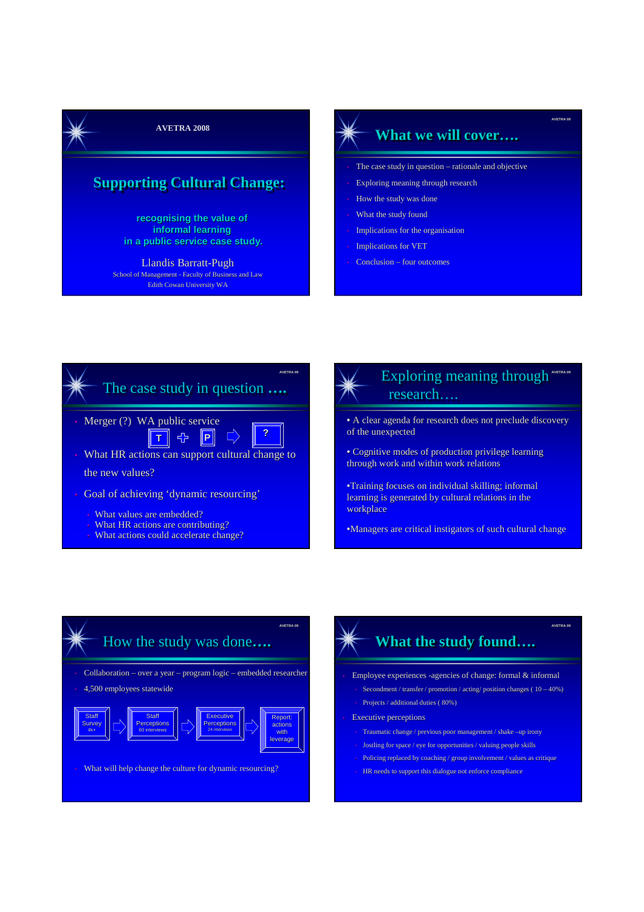AVETRA 2008

# Supporting Cultural Change:

**recognising the value of informal learning in a public service case study.**

Llandis Barratt-Pugh

School of Management - Faculty of Business and Law

Edith Cowan University WA

## What we will cover….

- The case study in question – rationale and objective
- Exploring meaning through research
- How the study was done
- What the study found
- Implications for the organisation
- Implications for VET
- Conclusion – four outcomes

## The case study in question ….

- Merger (?) WA public service
  - T ✚ P ⇨ ?
- What HR actions can support cultural change to the new values?
- Goal of achieving 'dynamic resourcing'
  - What values are embedded?
  - What HR actions are contributing?
  - What actions could accelerate change?

## Exploring meaning through research….

- A clear agenda for research does not preclude discovery of the unexpected
- Cognitive modes of production privilege learning through work and within work relations
- Training focuses on individual skilling; informal learning is generated by cultural relations in the workplace
- Managers are critical instigators of such cultural change

## How the study was done….

- Collaboration – over a year – program logic – embedded researcher
- 4,500 employees statewide

Staff Survey (4k+) ⇨ Staff Perceptions (60 interviews) ⇨ Executive Perceptions (24 interviews) ⇨ Report: actions with leverage

- What will help change the culture for dynamic resourcing?

## What the study found….

- Employee experiences -agencies of change: formal & informal
  - Secondment / transfer / promotion / acting/ position changes ( 10 – 40%)
  - Projects / additional duties ( 80%)
- Executive perceptions
  - Traumatic change / previous poor management / shake –up irony
  - Jostling for space / eye for opportunities / valuing people skills
  - Policing replaced by coaching / group involvement / values as critique
  - HR needs to support this dialogue not enforce compliance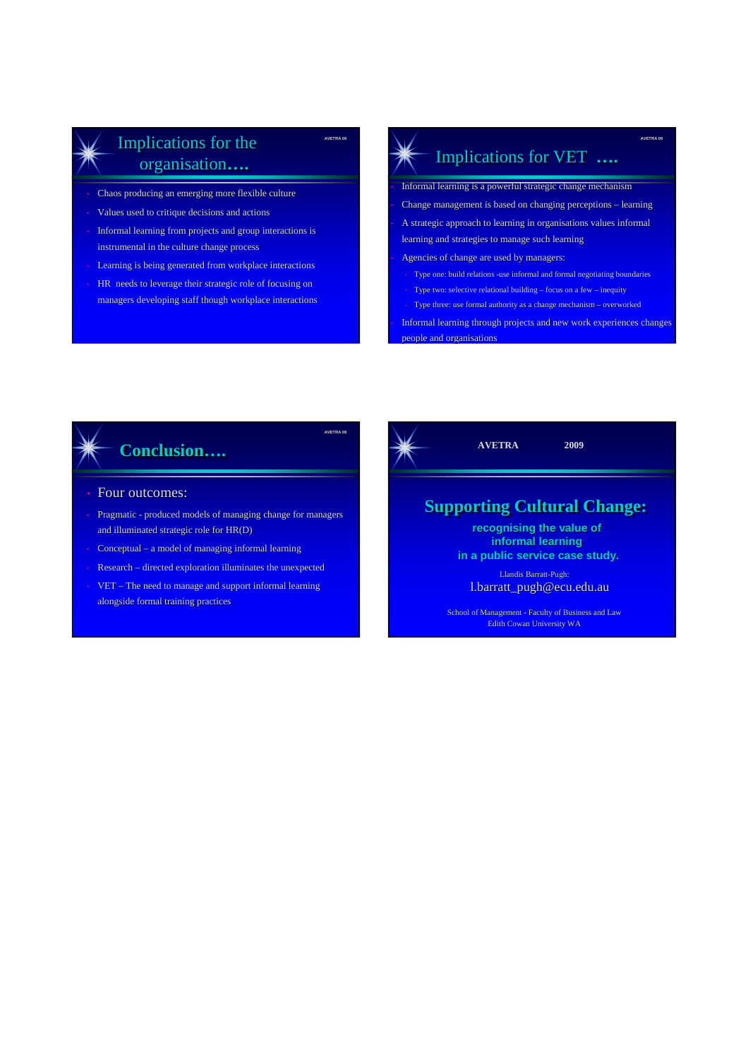## Implications for the organisation….

- Chaos producing an emerging more flexible culture
- Values used to critique decisions and actions
- Informal learning from projects and group interactions is instrumental in the culture change process
- Learning is being generated from workplace interactions
- HR needs to leverage their strategic role of focusing on managers developing staff though workplace interactions

## Implications for VET ….

- Informal learning is a powerful strategic change mechanism
- Change management is based on changing perceptions – learning
- A strategic approach to learning in organisations values informal learning and strategies to manage such learning
- Agencies of change are used by managers:
  - Type one: build relations -use informal and formal negotiating boundaries
  - Type two: selective relational building – focus on a few – inequity
  - Type three: use formal authority as a change mechanism – overworked
- Informal learning through projects and new work experiences changes people and organisations

## Conclusion….

- Four outcomes:
- Pragmatic - produced models of managing change for managers and illuminated strategic role for HR(D)
- Conceptual – a model of managing informal learning
- Research – directed exploration illuminates the unexpected
- VET – The need to manage and support informal learning alongside formal training practices

AVETRA 2009

## Supporting Cultural Change:

**recognising the value of informal learning in a public service case study.**

Llandis Barratt-Pugh:
l.barratt_pugh@ecu.edu.au

School of Management - Faculty of Business and Law
Edith Cowan University WA